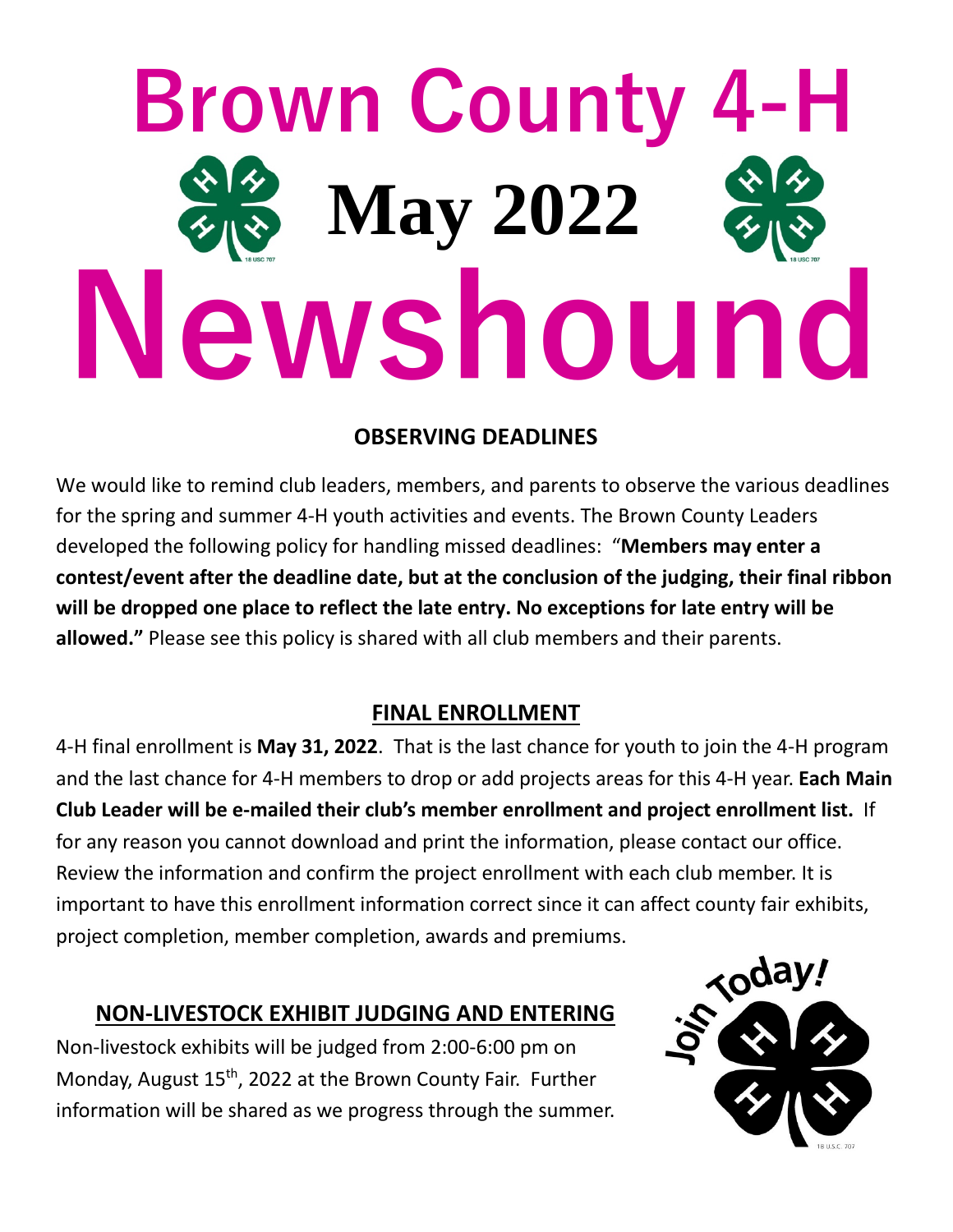# Brown County 4-H

# May 2022

# Newshound

## OBSERVING DEADLINES

We would like to remind club leaders, members, and parents to observe the various deadlines for the spring and summer 4-H youth activities and events. The Brown County Leaders developed the following policy for handling missed deadlines: "**Members may enter a contest/event after the deadline date, but at the conclusion of the judging, their final ribbon will be dropped one place to reflect the late entry. No exceptions for late entry will be allowed."** Please see this policy is shared with all club members and their parents.

## FINAL ENROLLMENT

4-H final enrollment is **May 31, 2022**. That is the last chance for youth to join the 4-H program and the last chance for 4-H members to drop or add projects areas for this 4-H year. **Each Main Club Leader will be e-mailed their club's member enrollment and project enrollment list.** If for any reason you cannot download and print the information, please contact our office. Review the information and confirm the project enrollment with each club member. It is important to have this enrollment information correct since it can affect county fair exhibits, project completion, member completion, awards and premiums.

## NON-LIVESTOCK EXHIBIT JUDGING AND ENTERING

Non-livestock exhibits will be judged from 2:00-6:00 pm on Monday, August 15th, 2022 at the Brown County Fair. Further information will be shared as we progress through the summer.

Join Today!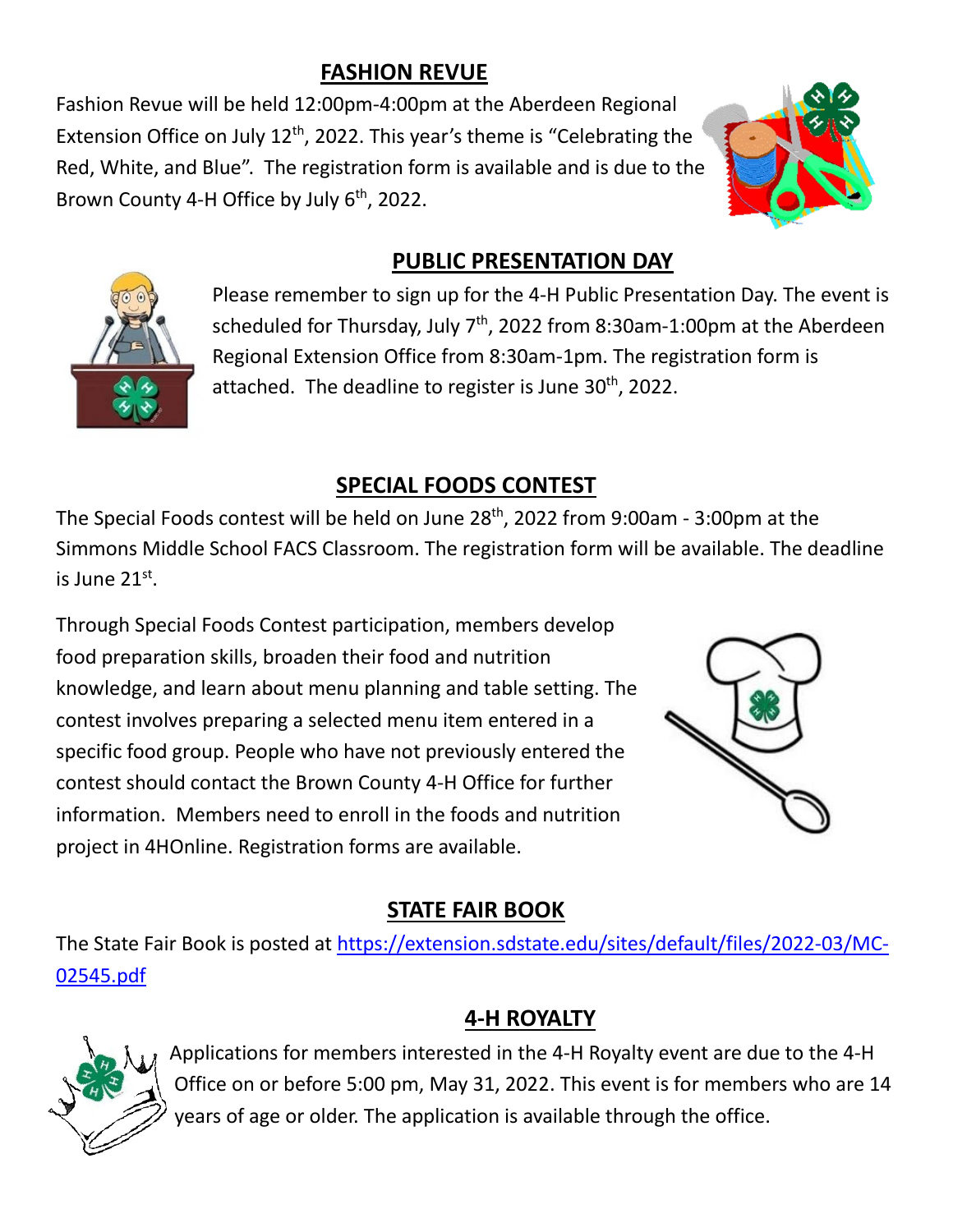## FASHION REVUE

Fashion Revue will be held 12:00pm-4:00pm at the Aberdeen Regional Extension Office on July 12th, 2022. This year's theme is "Celebrating the Red, White, and Blue". The registration form is available and is due to the Brown County 4-H Office by July 6th, 2022.

## PUBLIC PRESENTATION DAY

Please remember to sign up for the 4-H Public Presentation Day. The event is scheduled for Thursday, July 7th, 2022 from 8:30am-1:00pm at the Aberdeen Regional Extension Office from 8:30am-1pm. The registration form is attached. The deadline to register is June 30th, 2022.

## SPECIAL FOODS CONTEST

The Special Foods contest will be held on June 28th, 2022 from 9:00am - 3:00pm at the Simmons Middle School FACS Classroom. The registration form will be available. The deadline is June 21st.

Through Special Foods Contest participation, members develop food preparation skills, broaden their food and nutrition knowledge, and learn about menu planning and table setting. The contest involves preparing a selected menu item entered in a specific food group. People who have not previously entered the contest should contact the Brown County 4-H Office for further information. Members need to enroll in the foods and nutrition project in 4HOnline. Registration forms are available.

## STATE FAIR BOOK

The State Fair Book is posted at https://extension.sdstate.edu/sites/default/files/2022-03/MC-02545.pdf

## 4-H ROYALTY

Applications for members interested in the 4-H Royalty event are due to the 4-H Office on or before 5:00 pm, May 31, 2022. This event is for members who are 14 years of age or older. The application is available through the office.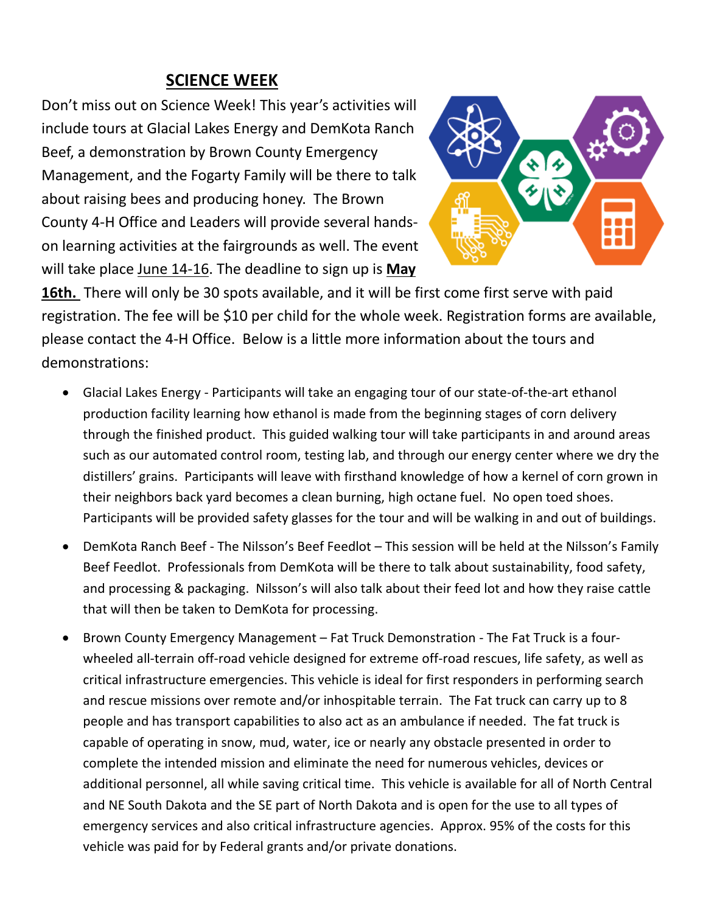# SCIENCE WEEK

Don't miss out on Science Week! This year's activities will include tours at Glacial Lakes Energy and DemKota Ranch Beef, a demonstration by Brown County Emergency Management, and the Fogarty Family will be there to talk about raising bees and producing honey. The Brown County 4-H Office and Leaders will provide several hands-on learning activities at the fairgrounds as well. The event will take place June 14-16. The deadline to sign up is **May 16th.** There will only be 30 spots available, and it will be first come first serve with paid registration. The fee will be $10 per child for the whole week. Registration forms are available, please contact the 4-H Office. Below is a little more information about the tours and demonstrations:

- Glacial Lakes Energy - Participants will take an engaging tour of our state-of-the-art ethanol production facility learning how ethanol is made from the beginning stages of corn delivery through the finished product. This guided walking tour will take participants in and around areas such as our automated control room, testing lab, and through our energy center where we dry the distillers' grains. Participants will leave with firsthand knowledge of how a kernel of corn grown in their neighbors back yard becomes a clean burning, high octane fuel. No open toed shoes. Participants will be provided safety glasses for the tour and will be walking in and out of buildings.
- DemKota Ranch Beef - The Nilsson's Beef Feedlot – This session will be held at the Nilsson's Family Beef Feedlot. Professionals from DemKota will be there to talk about sustainability, food safety, and processing & packaging. Nilsson's will also talk about their feed lot and how they raise cattle that will then be taken to DemKota for processing.
- Brown County Emergency Management – Fat Truck Demonstration - The Fat Truck is a four-wheeled all-terrain off-road vehicle designed for extreme off-road rescues, life safety, as well as critical infrastructure emergencies. This vehicle is ideal for first responders in performing search and rescue missions over remote and/or inhospitable terrain. The Fat truck can carry up to 8 people and has transport capabilities to also act as an ambulance if needed. The fat truck is capable of operating in snow, mud, water, ice or nearly any obstacle presented in order to complete the intended mission and eliminate the need for numerous vehicles, devices or additional personnel, all while saving critical time. This vehicle is available for all of North Central and NE South Dakota and the SE part of North Dakota and is open for the use to all types of emergency services and also critical infrastructure agencies. Approx. 95% of the costs for this vehicle was paid for by Federal grants and/or private donations.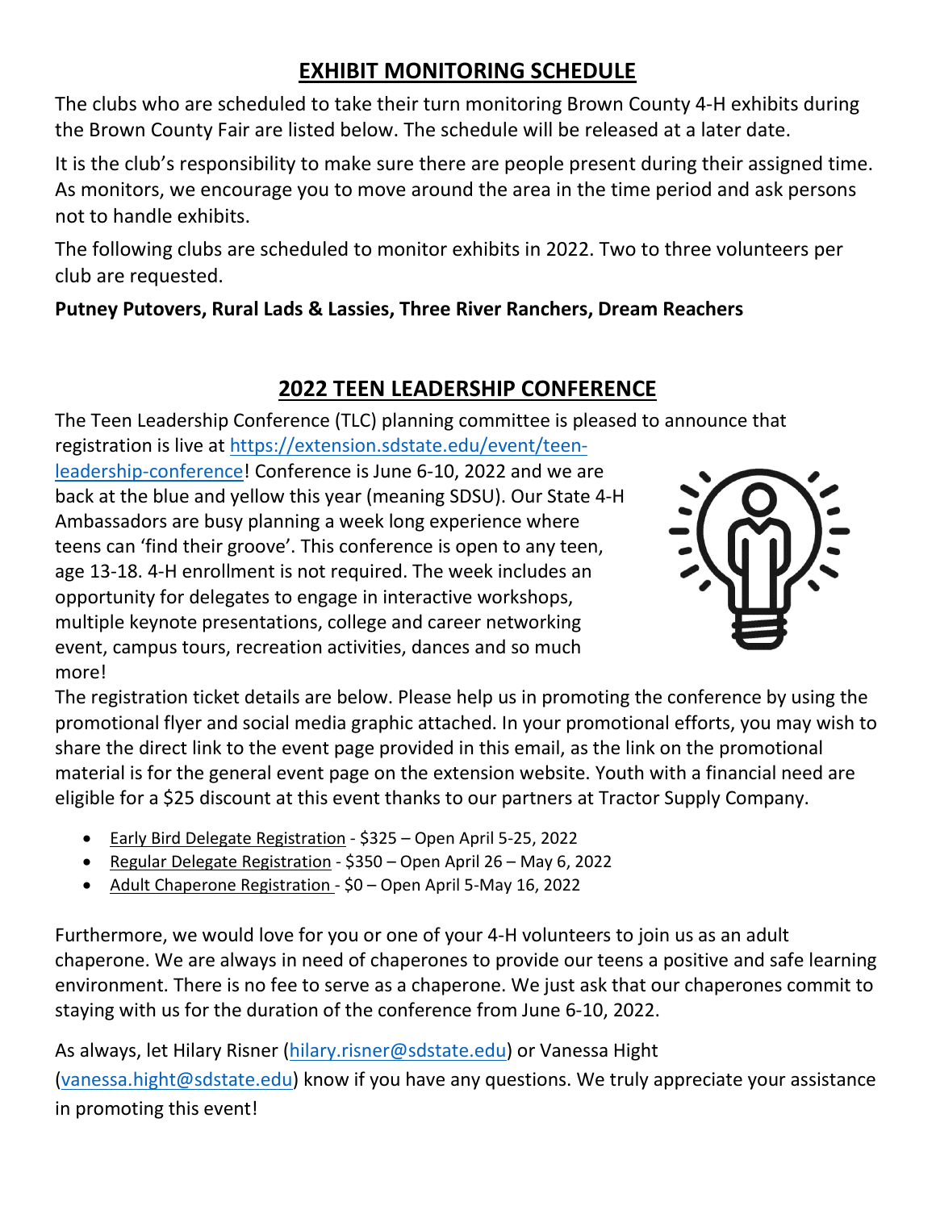## EXHIBIT MONITORING SCHEDULE

The clubs who are scheduled to take their turn monitoring Brown County 4-H exhibits during the Brown County Fair are listed below. The schedule will be released at a later date.

It is the club's responsibility to make sure there are people present during their assigned time. As monitors, we encourage you to move around the area in the time period and ask persons not to handle exhibits.

The following clubs are scheduled to monitor exhibits in 2022. Two to three volunteers per club are requested.

**Putney Putovers, Rural Lads & Lassies, Three River Ranchers, Dream Reachers**

## 2022 TEEN LEADERSHIP CONFERENCE

The Teen Leadership Conference (TLC) planning committee is pleased to announce that registration is live at https://extension.sdstate.edu/event/teen-leadership-conference! Conference is June 6-10, 2022 and we are back at the blue and yellow this year (meaning SDSU). Our State 4-H Ambassadors are busy planning a week long experience where teens can 'find their groove'. This conference is open to any teen, age 13-18. 4-H enrollment is not required. The week includes an opportunity for delegates to engage in interactive workshops, multiple keynote presentations, college and career networking event, campus tours, recreation activities, dances and so much more!

The registration ticket details are below. Please help us in promoting the conference by using the promotional flyer and social media graphic attached. In your promotional efforts, you may wish to share the direct link to the event page provided in this email, as the link on the promotional material is for the general event page on the extension website. Youth with a financial need are eligible for a $25 discount at this event thanks to our partners at Tractor Supply Company.

- Early Bird Delegate Registration - $325 – Open April 5-25, 2022
- Regular Delegate Registration - $350 – Open April 26 – May 6, 2022
- Adult Chaperone Registration - $0 – Open April 5-May 16, 2022

Furthermore, we would love for you or one of your 4-H volunteers to join us as an adult chaperone. We are always in need of chaperones to provide our teens a positive and safe learning environment. There is no fee to serve as a chaperone. We just ask that our chaperones commit to staying with us for the duration of the conference from June 6-10, 2022.

As always, let Hilary Risner (hilary.risner@sdstate.edu) or Vanessa Hight (vanessa.hight@sdstate.edu) know if you have any questions. We truly appreciate your assistance in promoting this event!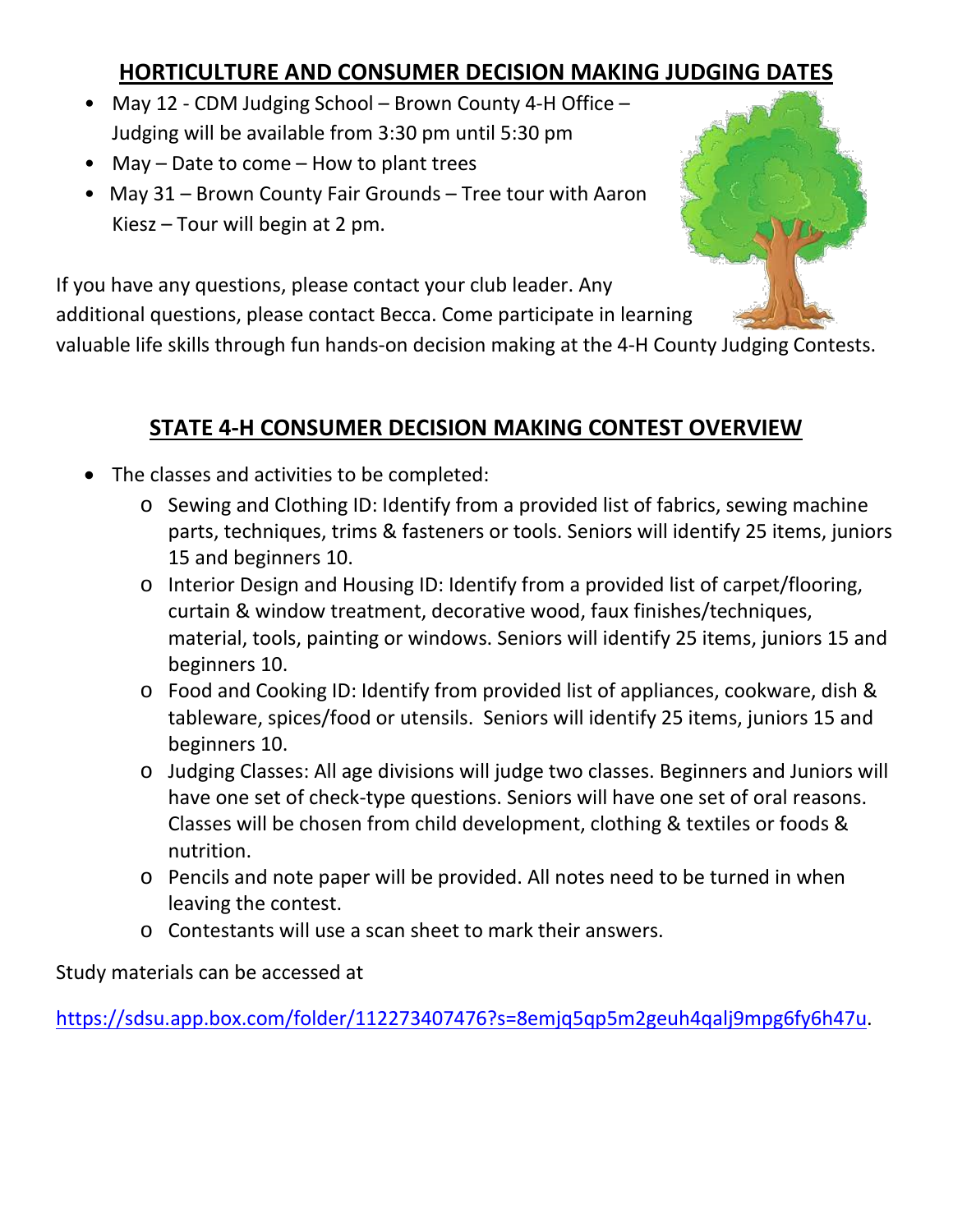## HORTICULTURE AND CONSUMER DECISION MAKING JUDGING DATES

- May 12 - CDM Judging School – Brown County 4-H Office – Judging will be available from 3:30 pm until 5:30 pm
- May – Date to come – How to plant trees
- May 31 – Brown County Fair Grounds – Tree tour with Aaron Kiesz – Tour will begin at 2 pm.

If you have any questions, please contact your club leader. Any additional questions, please contact Becca. Come participate in learning valuable life skills through fun hands-on decision making at the 4-H County Judging Contests.

## STATE 4-H CONSUMER DECISION MAKING CONTEST OVERVIEW

- The classes and activities to be completed:
  - Sewing and Clothing ID: Identify from a provided list of fabrics, sewing machine parts, techniques, trims & fasteners or tools. Seniors will identify 25 items, juniors 15 and beginners 10.
  - Interior Design and Housing ID: Identify from a provided list of carpet/flooring, curtain & window treatment, decorative wood, faux finishes/techniques, material, tools, painting or windows. Seniors will identify 25 items, juniors 15 and beginners 10.
  - Food and Cooking ID: Identify from provided list of appliances, cookware, dish & tableware, spices/food or utensils. Seniors will identify 25 items, juniors 15 and beginners 10.
  - Judging Classes: All age divisions will judge two classes. Beginners and Juniors will have one set of check-type questions. Seniors will have one set of oral reasons. Classes will be chosen from child development, clothing & textiles or foods & nutrition.
  - Pencils and note paper will be provided. All notes need to be turned in when leaving the contest.
  - Contestants will use a scan sheet to mark their answers.

Study materials can be accessed at

https://sdsu.app.box.com/folder/112273407476?s=8emjq5qp5m2geuh4qalj9mpg6fy6h47u.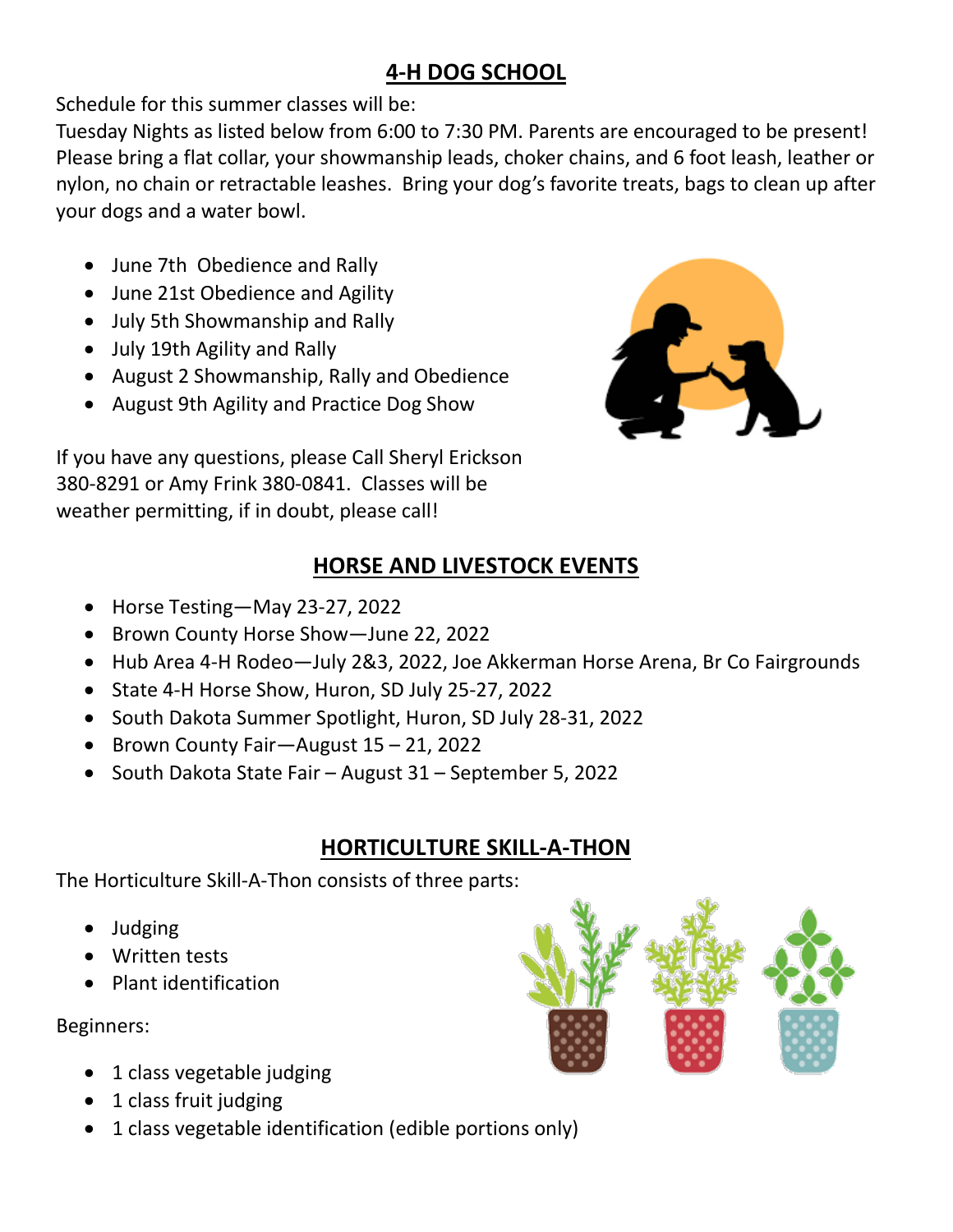## 4-H DOG SCHOOL

Schedule for this summer classes will be:
Tuesday Nights as listed below from 6:00 to 7:30 PM. Parents are encouraged to be present! Please bring a flat collar, your showmanship leads, choker chains, and 6 foot leash, leather or nylon, no chain or retractable leashes. Bring your dog's favorite treats, bags to clean up after your dogs and a water bowl.

- June 7th Obedience and Rally
- June 21st Obedience and Agility
- July 5th Showmanship and Rally
- July 19th Agility and Rally
- August 2 Showmanship, Rally and Obedience
- August 9th Agility and Practice Dog Show

If you have any questions, please Call Sheryl Erickson 380-8291 or Amy Frink 380-0841. Classes will be weather permitting, if in doubt, please call!

## HORSE AND LIVESTOCK EVENTS

- Horse Testing—May 23-27, 2022
- Brown County Horse Show—June 22, 2022
- Hub Area 4-H Rodeo—July 2&3, 2022, Joe Akkerman Horse Arena, Br Co Fairgrounds
- State 4-H Horse Show, Huron, SD July 25-27, 2022
- South Dakota Summer Spotlight, Huron, SD July 28-31, 2022
- Brown County Fair—August 15 – 21, 2022
- South Dakota State Fair – August 31 – September 5, 2022

## HORTICULTURE SKILL-A-THON

The Horticulture Skill-A-Thon consists of three parts:

- Judging
- Written tests
- Plant identification

Beginners:

- 1 class vegetable judging
- 1 class fruit judging
- 1 class vegetable identification (edible portions only)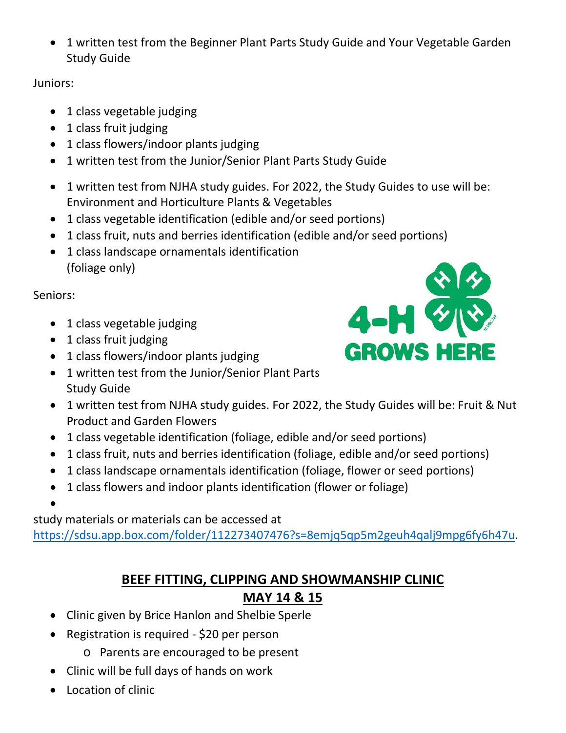- 1 written test from the Beginner Plant Parts Study Guide and Your Vegetable Garden Study Guide

Juniors:

- 1 class vegetable judging
- 1 class fruit judging
- 1 class flowers/indoor plants judging
- 1 written test from the Junior/Senior Plant Parts Study Guide
- 1 written test from NJHA study guides. For 2022, the Study Guides to use will be: Environment and Horticulture Plants & Vegetables
- 1 class vegetable identification (edible and/or seed portions)
- 1 class fruit, nuts and berries identification (edible and/or seed portions)
- 1 class landscape ornamentals identification (foliage only)

Seniors:

- 1 class vegetable judging
- 1 class fruit judging
- 1 class flowers/indoor plants judging
- 1 written test from the Junior/Senior Plant Parts Study Guide
- 1 written test from NJHA study guides. For 2022, the Study Guides will be: Fruit & Nut Product and Garden Flowers
- 1 class vegetable identification (foliage, edible and/or seed portions)
- 1 class fruit, nuts and berries identification (foliage, edible and/or seed portions)
- 1 class landscape ornamentals identification (foliage, flower or seed portions)
- 1 class flowers and indoor plants identification (flower or foliage)

study materials or materials can be accessed at https://sdsu.app.box.com/folder/112273407476?s=8emjq5qp5m2geuh4qalj9mpg6fy6h47u.

## BEEF FITTING, CLIPPING AND SHOWMANSHIP CLINIC

## MAY 14 & 15

- Clinic given by Brice Hanlon and Shelbie Sperle
- Registration is required - $20 per person
  - Parents are encouraged to be present
- Clinic will be full days of hands on work
- Location of clinic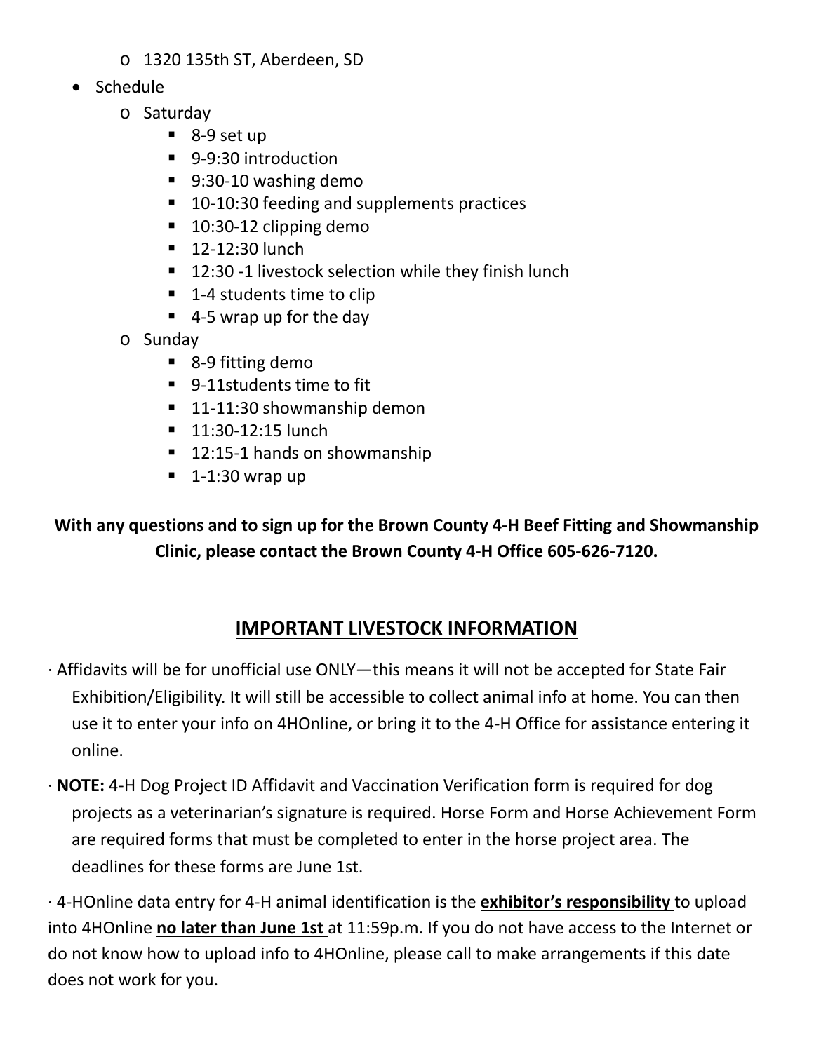- 1320 135th ST, Aberdeen, SD
- Schedule
  - Saturday
    - 8-9 set up
    - 9-9:30 introduction
    - 9:30-10 washing demo
    - 10-10:30 feeding and supplements practices
    - 10:30-12 clipping demo
    - 12-12:30 lunch
    - 12:30 -1 livestock selection while they finish lunch
    - 1-4 students time to clip
    - 4-5 wrap up for the day
  - Sunday
    - 8-9 fitting demo
    - 9-11students time to fit
    - 11-11:30 showmanship demon
    - 11:30-12:15 lunch
    - 12:15-1 hands on showmanship
    - 1-1:30 wrap up

**With any questions and to sign up for the Brown County 4-H Beef Fitting and Showmanship Clinic, please contact the Brown County 4-H Office 605-626-7120.**

## IMPORTANT LIVESTOCK INFORMATION

· Affidavits will be for unofficial use ONLY—this means it will not be accepted for State Fair Exhibition/Eligibility. It will still be accessible to collect animal info at home. You can then use it to enter your info on 4HOnline, or bring it to the 4-H Office for assistance entering it online.

· **NOTE:** 4-H Dog Project ID Affidavit and Vaccination Verification form is required for dog projects as a veterinarian's signature is required. Horse Form and Horse Achievement Form are required forms that must be completed to enter in the horse project area. The deadlines for these forms are June 1st.

· 4-HOnline data entry for 4-H animal identification is the **exhibitor's responsibility** to upload into 4HOnline **no later than June 1st** at 11:59p.m. If you do not have access to the Internet or do not know how to upload info to 4HOnline, please call to make arrangements if this date does not work for you.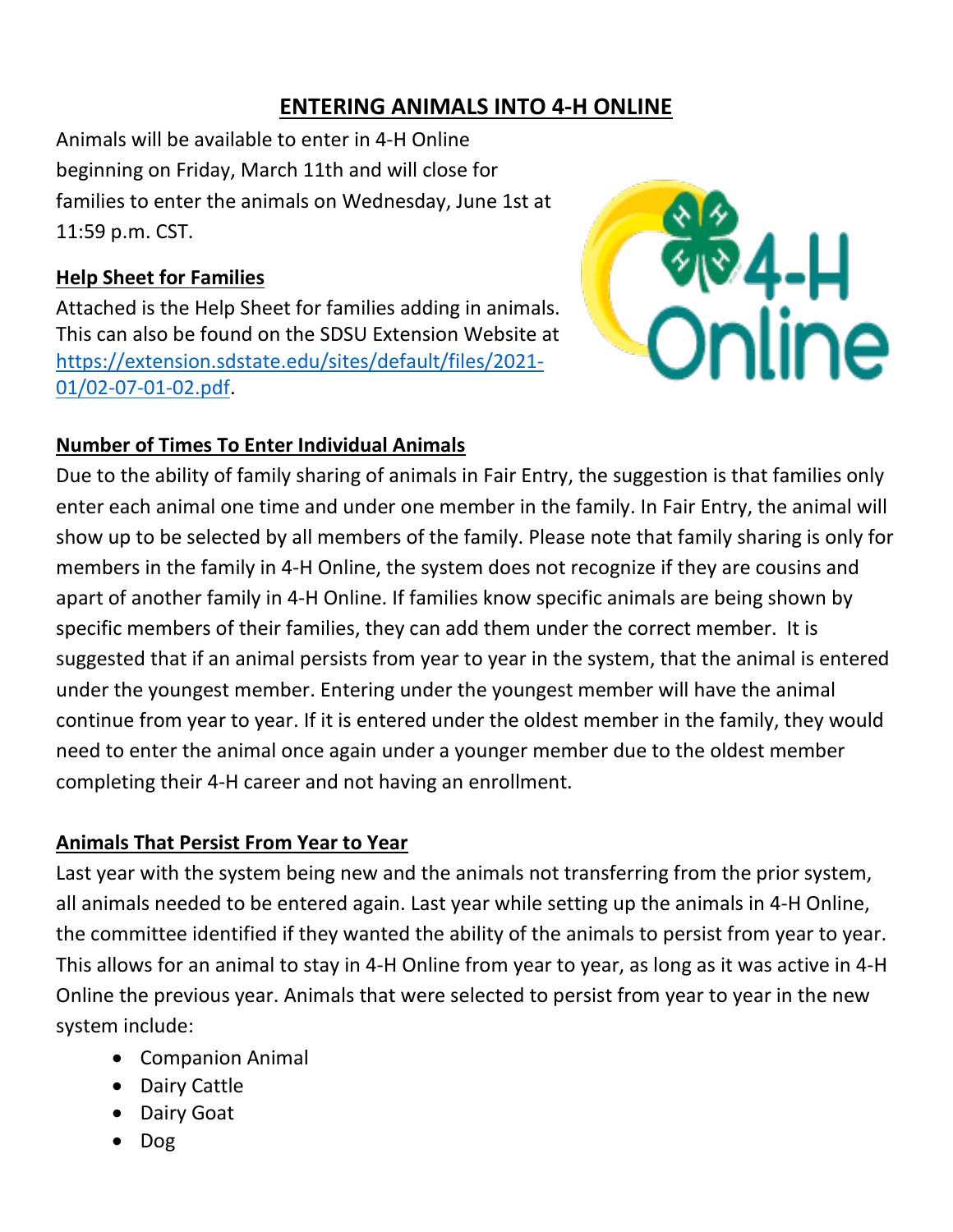# ENTERING ANIMALS INTO 4-H ONLINE

Animals will be available to enter in 4-H Online beginning on Friday, March 11th and will close for families to enter the animals on Wednesday, June 1st at 11:59 p.m. CST.

## Help Sheet for Families

Attached is the Help Sheet for families adding in animals. This can also be found on the SDSU Extension Website at https://extension.sdstate.edu/sites/default/files/2021-01/02-07-01-02.pdf.

## Number of Times To Enter Individual Animals

Due to the ability of family sharing of animals in Fair Entry, the suggestion is that families only enter each animal one time and under one member in the family. In Fair Entry, the animal will show up to be selected by all members of the family. Please note that family sharing is only for members in the family in 4-H Online, the system does not recognize if they are cousins and apart of another family in 4-H Online. If families know specific animals are being shown by specific members of their families, they can add them under the correct member. It is suggested that if an animal persists from year to year in the system, that the animal is entered under the youngest member. Entering under the youngest member will have the animal continue from year to year. If it is entered under the oldest member in the family, they would need to enter the animal once again under a younger member due to the oldest member completing their 4-H career and not having an enrollment.

## Animals That Persist From Year to Year

Last year with the system being new and the animals not transferring from the prior system, all animals needed to be entered again. Last year while setting up the animals in 4-H Online, the committee identified if they wanted the ability of the animals to persist from year to year. This allows for an animal to stay in 4-H Online from year to year, as long as it was active in 4-H Online the previous year. Animals that were selected to persist from year to year in the new system include:

- Companion Animal
- Dairy Cattle
- Dairy Goat
- Dog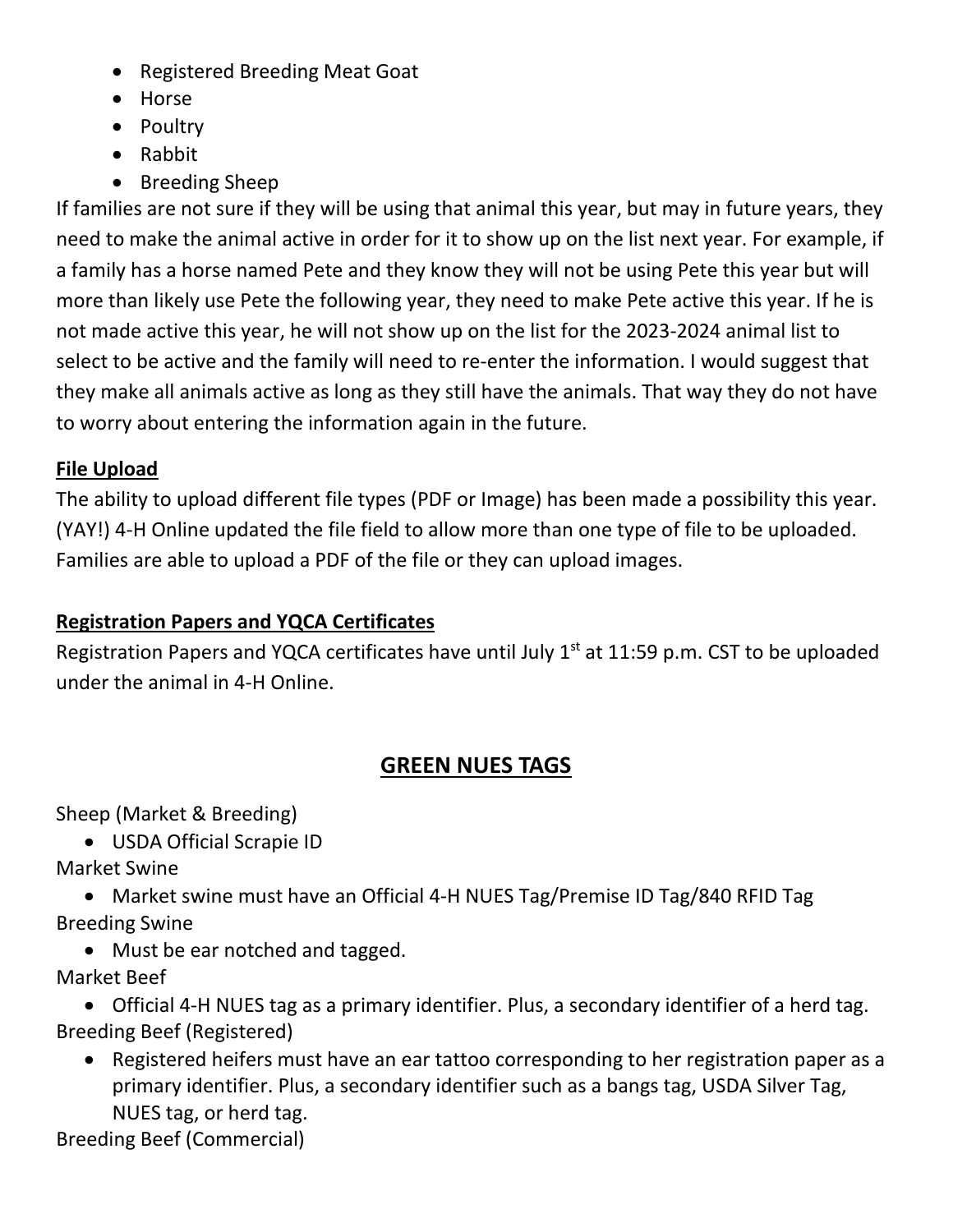- Registered Breeding Meat Goat
- Horse
- Poultry
- Rabbit
- Breeding Sheep

If families are not sure if they will be using that animal this year, but may in future years, they need to make the animal active in order for it to show up on the list next year. For example, if a family has a horse named Pete and they know they will not be using Pete this year but will more than likely use Pete the following year, they need to make Pete active this year. If he is not made active this year, he will not show up on the list for the 2023-2024 animal list to select to be active and the family will need to re-enter the information. I would suggest that they make all animals active as long as they still have the animals. That way they do not have to worry about entering the information again in the future.

**File Upload**

The ability to upload different file types (PDF or Image) has been made a possibility this year. (YAY!) 4-H Online updated the file field to allow more than one type of file to be uploaded. Families are able to upload a PDF of the file or they can upload images.

**Registration Papers and YQCA Certificates**

Registration Papers and YQCA certificates have until July 1st at 11:59 p.m. CST to be uploaded under the animal in 4-H Online.

## GREEN NUES TAGS

Sheep (Market & Breeding)

- USDA Official Scrapie ID

Market Swine

- Market swine must have an Official 4-H NUES Tag/Premise ID Tag/840 RFID Tag

Breeding Swine

- Must be ear notched and tagged.

Market Beef

- Official 4-H NUES tag as a primary identifier. Plus, a secondary identifier of a herd tag.

Breeding Beef (Registered)

- Registered heifers must have an ear tattoo corresponding to her registration paper as a primary identifier. Plus, a secondary identifier such as a bangs tag, USDA Silver Tag, NUES tag, or herd tag.

Breeding Beef (Commercial)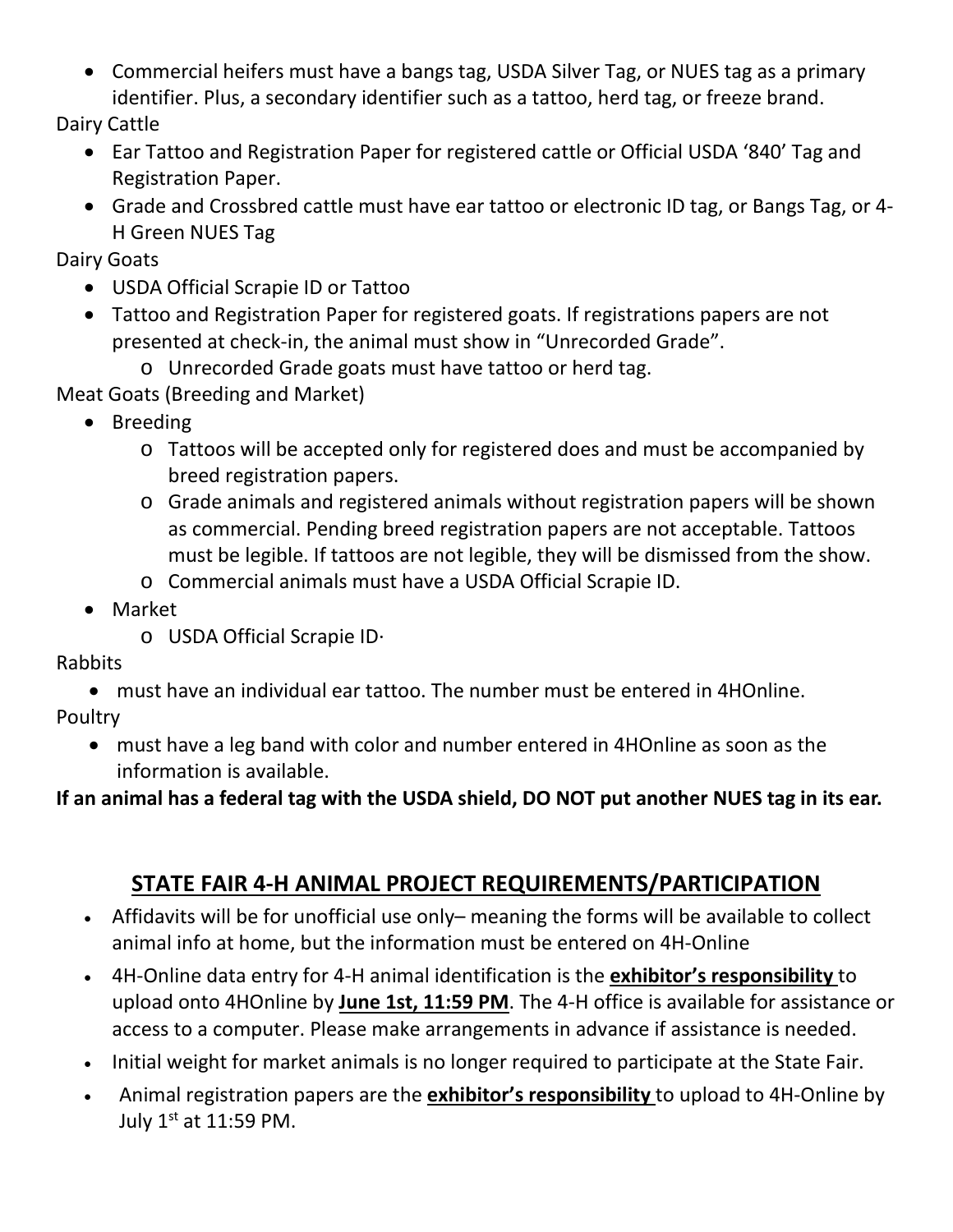- Commercial heifers must have a bangs tag, USDA Silver Tag, or NUES tag as a primary identifier. Plus, a secondary identifier such as a tattoo, herd tag, or freeze brand.

Dairy Cattle

- Ear Tattoo and Registration Paper for registered cattle or Official USDA '840' Tag and Registration Paper.
- Grade and Crossbred cattle must have ear tattoo or electronic ID tag, or Bangs Tag, or 4-H Green NUES Tag

Dairy Goats

- USDA Official Scrapie ID or Tattoo
- Tattoo and Registration Paper for registered goats. If registrations papers are not presented at check-in, the animal must show in "Unrecorded Grade".
    - Unrecorded Grade goats must have tattoo or herd tag.

Meat Goats (Breeding and Market)

- Breeding
    - Tattoos will be accepted only for registered does and must be accompanied by breed registration papers.
    - Grade animals and registered animals without registration papers will be shown as commercial. Pending breed registration papers are not acceptable. Tattoos must be legible. If tattoos are not legible, they will be dismissed from the show.
    - Commercial animals must have a USDA Official Scrapie ID.
- Market
    - USDA Official Scrapie ID·

Rabbits

- must have an individual ear tattoo. The number must be entered in 4HOnline.

Poultry

- must have a leg band with color and number entered in 4HOnline as soon as the information is available.

**If an animal has a federal tag with the USDA shield, DO NOT put another NUES tag in its ear.**

## STATE FAIR 4-H ANIMAL PROJECT REQUIREMENTS/PARTICIPATION

- Affidavits will be for unofficial use only– meaning the forms will be available to collect animal info at home, but the information must be entered on 4H-Online
- 4H-Online data entry for 4-H animal identification is the **exhibitor's responsibility** to upload onto 4HOnline by **June 1st, 11:59 PM**. The 4-H office is available for assistance or access to a computer. Please make arrangements in advance if assistance is needed.
- Initial weight for market animals is no longer required to participate at the State Fair.
- Animal registration papers are the **exhibitor's responsibility** to upload to 4H-Online by July 1st at 11:59 PM.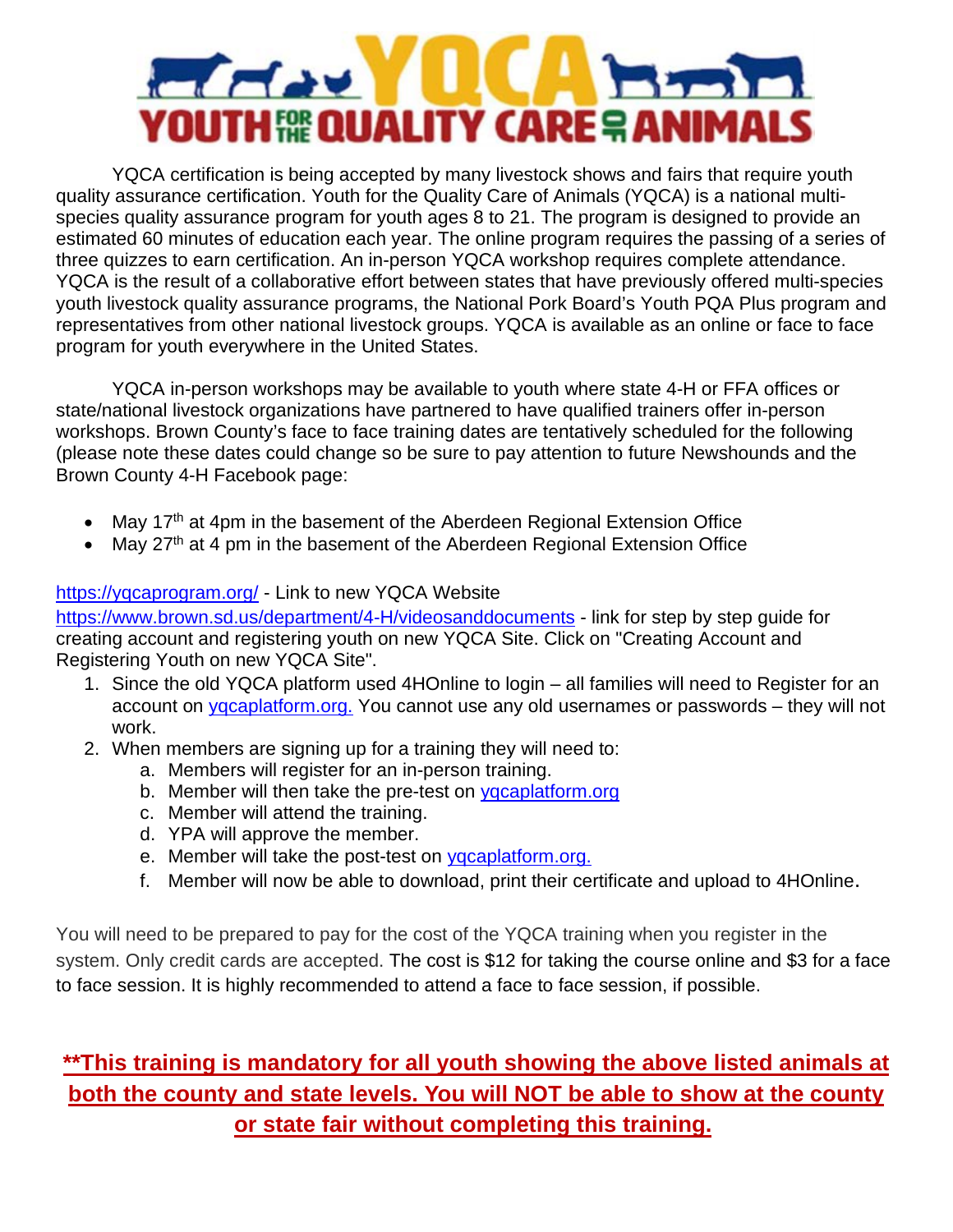# YQCA YOUTH FOR THE QUALITY CARE OF ANIMALS

YQCA certification is being accepted by many livestock shows and fairs that require youth quality assurance certification. Youth for the Quality Care of Animals (YQCA) is a national multi-species quality assurance program for youth ages 8 to 21. The program is designed to provide an estimated 60 minutes of education each year. The online program requires the passing of a series of three quizzes to earn certification. An in-person YQCA workshop requires complete attendance. YQCA is the result of a collaborative effort between states that have previously offered multi-species youth livestock quality assurance programs, the National Pork Board's Youth PQA Plus program and representatives from other national livestock groups. YQCA is available as an online or face to face program for youth everywhere in the United States.

YQCA in-person workshops may be available to youth where state 4-H or FFA offices or state/national livestock organizations have partnered to have qualified trainers offer in-person workshops. Brown County's face to face training dates are tentatively scheduled for the following (please note these dates could change so be sure to pay attention to future Newshounds and the Brown County 4-H Facebook page:

- May 17th at 4pm in the basement of the Aberdeen Regional Extension Office
- May 27th at 4 pm in the basement of the Aberdeen Regional Extension Office

https://yqcaprogram.org/ - Link to new YQCA Website
https://www.brown.sd.us/department/4-H/videosanddocuments - link for step by step guide for creating account and registering youth on new YQCA Site. Click on "Creating Account and Registering Youth on new YQCA Site".

1. Since the old YQCA platform used 4HOnline to login – all families will need to Register for an account on yqcaplatform.org. You cannot use any old usernames or passwords – they will not work.
2. When members are signing up for a training they will need to:
   a. Members will register for an in-person training.
   b. Member will then take the pre-test on yqcaplatform.org
   c. Member will attend the training.
   d. YPA will approve the member.
   e. Member will take the post-test on yqcaplatform.org.
   f. Member will now be able to download, print their certificate and upload to 4HOnline.

You will need to be prepared to pay for the cost of the YQCA training when you register in the system. Only credit cards are accepted. The cost is $12 for taking the course online and $3 for a face to face session. It is highly recommended to attend a face to face session, if possible.

**<u>**This training is mandatory for all youth showing the above listed animals at both the county and state levels. You will NOT be able to show at the county or state fair without completing this training.</u>**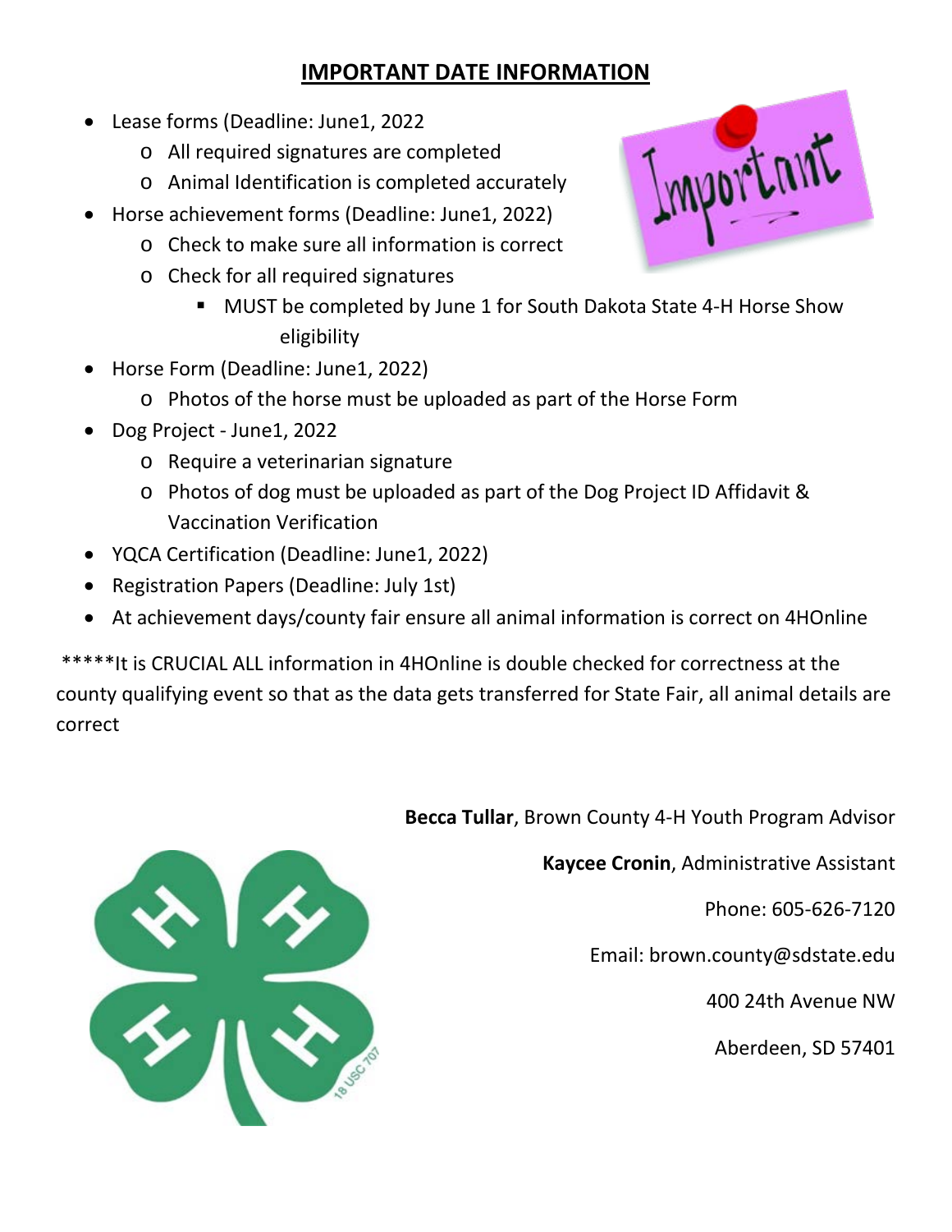## IMPORTANT DATE INFORMATION

- Lease forms (Deadline: June1, 2022
  - All required signatures are completed
  - Animal Identification is completed accurately
- Horse achievement forms (Deadline: June1, 2022)
  - Check to make sure all information is correct
  - Check for all required signatures
    - MUST be completed by June 1 for South Dakota State 4-H Horse Show eligibility
- Horse Form (Deadline: June1, 2022)
  - Photos of the horse must be uploaded as part of the Horse Form
- Dog Project - June1, 2022
  - Require a veterinarian signature
  - Photos of dog must be uploaded as part of the Dog Project ID Affidavit & Vaccination Verification
- YQCA Certification (Deadline: June1, 2022)
- Registration Papers (Deadline: July 1st)
- At achievement days/county fair ensure all animal information is correct on 4HOnline

*****It is CRUCIAL ALL information in 4HOnline is double checked for correctness at the county qualifying event so that as the data gets transferred for State Fair, all animal details are correct

**Becca Tullar**, Brown County 4-H Youth Program Advisor

**Kaycee Cronin**, Administrative Assistant

Phone: 605-626-7120

Email: brown.county@sdstate.edu

400 24th Avenue NW

Aberdeen, SD 57401